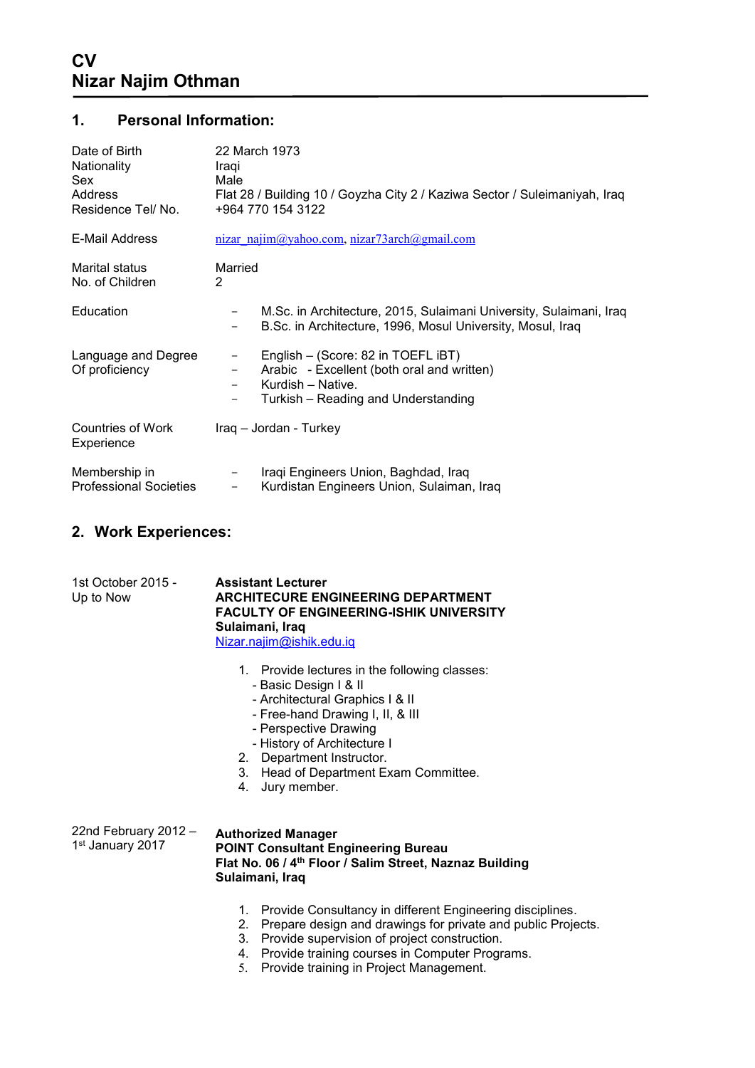# CV
# Nizar Najim Othman

## 1. Personal Information:

| | |
|---|---|
| Date of Birth | 22 March 1973 |
| Nationality | Iraqi |
| Sex | Male |
| Address | Flat 28 / Building 10 / Goyzha City 2 / Kaziwa Sector / Suleimaniyah, Iraq |
| Residence Tel/ No. | +964 770 154 3122 |
| E-Mail Address | nizar_najim@yahoo.com, nizar73arch@gmail.com |
| Marital status | Married |
| No. of Children | 2 |
| Education | – M.Sc. in Architecture, 2015, Sulaimani University, Sulaimani, Iraq<br>– B.Sc. in Architecture, 1996, Mosul University, Mosul, Iraq |
| Language and Degree Of proficiency | – English – (Score: 82 in TOEFL iBT)<br>– Arabic - Excellent (both oral and written)<br>– Kurdish – Native.<br>– Turkish – Reading and Understanding |
| Countries of Work Experience | Iraq – Jordan - Turkey |
| Membership in Professional Societies | – Iraqi Engineers Union, Baghdad, Iraq<br>– Kurdistan Engineers Union, Sulaiman, Iraq |

## 2. Work Experiences:

**1st October 2015 - Up to Now**

**Assistant Lecturer**
**ARCHITECURE ENGINEERING DEPARTMENT**
**FACULTY OF ENGINEERING-ISHIK UNIVERSITY**
**Sulaimani, Iraq**
Nizar.najim@ishik.edu.iq

1. Provide lectures in the following classes:
   - Basic Design I & II
   - Architectural Graphics I & II
   - Free-hand Drawing I, II, & III
   - Perspective Drawing
   - History of Architecture I
2. Department Instructor.
3. Head of Department Exam Committee.
4. Jury member.

**22nd February 2012 – 1st January 2017**

**Authorized Manager**
**POINT Consultant Engineering Bureau**
**Flat No. 06 / 4th Floor / Salim Street, Naznaz Building**
**Sulaimani, Iraq**

1. Provide Consultancy in different Engineering disciplines.
2. Prepare design and drawings for private and public Projects.
3. Provide supervision of project construction.
4. Provide training courses in Computer Programs.
5. Provide training in Project Management.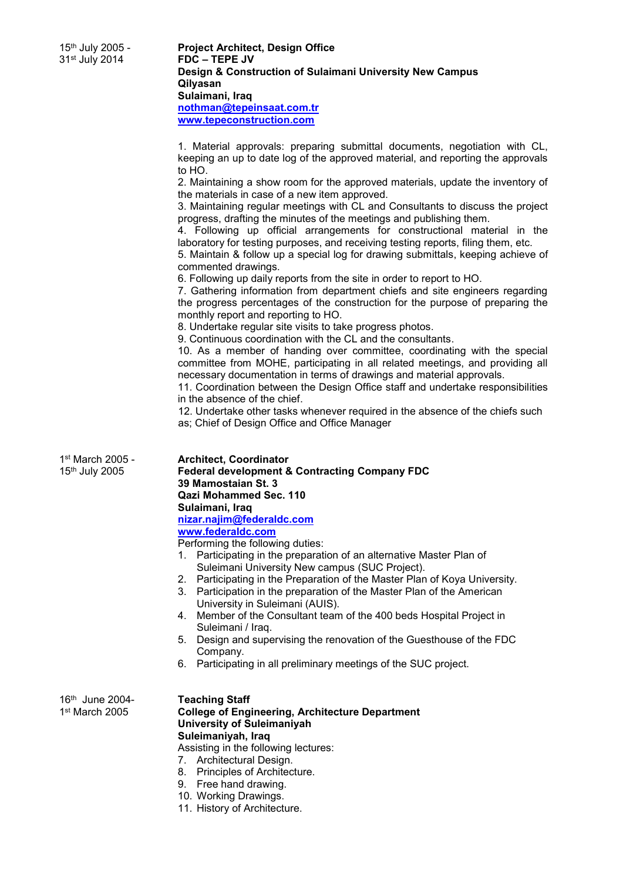15th July 2005 -
31st July 2014

**Project Architect, Design Office**
**FDC – TEPE JV**
**Design & Construction of Sulaimani University New Campus**
**Qilyasan**
**Sulaimani, Iraq**
**nothman@tepeinsaat.com.tr**
**www.tepeconstruction.com**

1. Material approvals: preparing submittal documents, negotiation with CL, keeping an up to date log of the approved material, and reporting the approvals to HO.
2. Maintaining a show room for the approved materials, update the inventory of the materials in case of a new item approved.
3. Maintaining regular meetings with CL and Consultants to discuss the project progress, drafting the minutes of the meetings and publishing them.
4. Following up official arrangements for constructional material in the laboratory for testing purposes, and receiving testing reports, filing them, etc.
5. Maintain & follow up a special log for drawing submittals, keeping achieve of commented drawings.
6. Following up daily reports from the site in order to report to HO.
7. Gathering information from department chiefs and site engineers regarding the progress percentages of the construction for the purpose of preparing the monthly report and reporting to HO.
8. Undertake regular site visits to take progress photos.
9. Continuous coordination with the CL and the consultants.
10. As a member of handing over committee, coordinating with the special committee from MOHE, participating in all related meetings, and providing all necessary documentation in terms of drawings and material approvals.
11. Coordination between the Design Office staff and undertake responsibilities in the absence of the chief.
12. Undertake other tasks whenever required in the absence of the chiefs such as; Chief of Design Office and Office Manager

1st March 2005 -
15th July 2005

**Architect, Coordinator**
**Federal development & Contracting Company FDC**
**39 Mamostaian St. 3**
**Qazi Mohammed Sec. 110**
**Sulaimani, Iraq**
**nizar.najim@federaldc.com**
**www.federaldc.com**

Performing the following duties:

1. Participating in the preparation of an alternative Master Plan of Suleimani University New campus (SUC Project).
2. Participating in the Preparation of the Master Plan of Koya University.
3. Participation in the preparation of the Master Plan of the American University in Suleimani (AUIS).
4. Member of the Consultant team of the 400 beds Hospital Project in Suleimani / Iraq.
5. Design and supervising the renovation of the Guesthouse of the FDC Company.
6. Participating in all preliminary meetings of the SUC project.

16th June 2004-
1st March 2005

**Teaching Staff**
**College of Engineering, Architecture Department**
**University of Suleimaniyah**
**Suleimaniyah, Iraq**

Assisting in the following lectures:

7. Architectural Design.
8. Principles of Architecture.
9. Free hand drawing.
10. Working Drawings.
11. History of Architecture.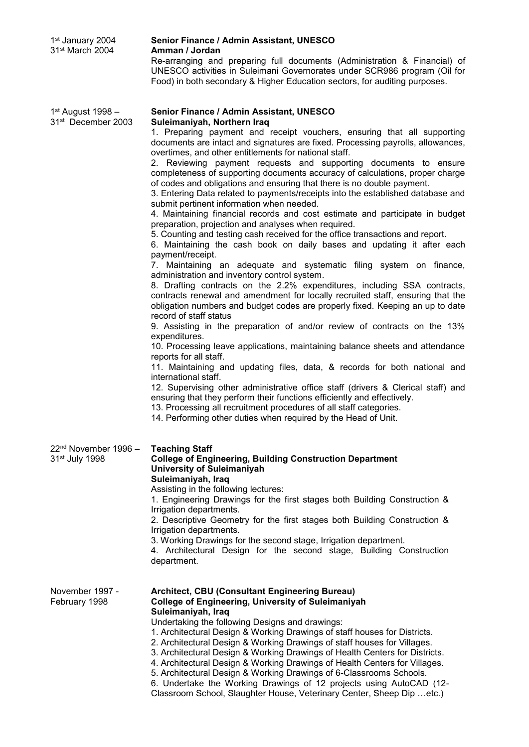1st January 2004
31st March 2004

**Senior Finance / Admin Assistant, UNESCO**
**Amman / Jordan**

Re-arranging and preparing full documents (Administration & Financial) of UNESCO activities in Suleimani Governorates under SCR986 program (Oil for Food) in both secondary & Higher Education sectors, for auditing purposes.

1st August 1998 –
31st December 2003

**Senior Finance / Admin Assistant, UNESCO**
**Suleimaniyah, Northern Iraq**

1. Preparing payment and receipt vouchers, ensuring that all supporting documents are intact and signatures are fixed. Processing payrolls, allowances, overtimes, and other entitlements for national staff.
2. Reviewing payment requests and supporting documents to ensure completeness of supporting documents accuracy of calculations, proper charge of codes and obligations and ensuring that there is no double payment.
3. Entering Data related to payments/receipts into the established database and submit pertinent information when needed.
4. Maintaining financial records and cost estimate and participate in budget preparation, projection and analyses when required.
5. Counting and testing cash received for the office transactions and report.
6. Maintaining the cash book on daily bases and updating it after each payment/receipt.
7. Maintaining an adequate and systematic filing system on finance, administration and inventory control system.
8. Drafting contracts on the 2.2% expenditures, including SSA contracts, contracts renewal and amendment for locally recruited staff, ensuring that the obligation numbers and budget codes are properly fixed. Keeping an up to date record of staff status
9. Assisting in the preparation of and/or review of contracts on the 13% expenditures.
10. Processing leave applications, maintaining balance sheets and attendance reports for all staff.
11. Maintaining and updating files, data, & records for both national and international staff.
12. Supervising other administrative office staff (drivers & Clerical staff) and ensuring that they perform their functions efficiently and effectively.
13. Processing all recruitment procedures of all staff categories.
14. Performing other duties when required by the Head of Unit.

22nd November 1996 –
31st July 1998

**Teaching Staff**
**College of Engineering, Building Construction Department**
**University of Suleimaniyah**
**Suleimaniyah, Iraq**

Assisting in the following lectures:

1. Engineering Drawings for the first stages both Building Construction & Irrigation departments.
2. Descriptive Geometry for the first stages both Building Construction & Irrigation departments.
3. Working Drawings for the second stage, Irrigation department.
4. Architectural Design for the second stage, Building Construction department.

November 1997 -
February 1998

**Architect, CBU (Consultant Engineering Bureau)**
**College of Engineering, University of Suleimaniyah**
**Suleimaniyah, Iraq**

Undertaking the following Designs and drawings:

1. Architectural Design & Working Drawings of staff houses for Districts.
2. Architectural Design & Working Drawings of staff houses for Villages.
3. Architectural Design & Working Drawings of Health Centers for Districts.
4. Architectural Design & Working Drawings of Health Centers for Villages.
5. Architectural Design & Working Drawings of 6-Classrooms Schools.
6. Undertake the Working Drawings of 12 projects using AutoCAD (12-Classroom School, Slaughter House, Veterinary Center, Sheep Dip …etc.)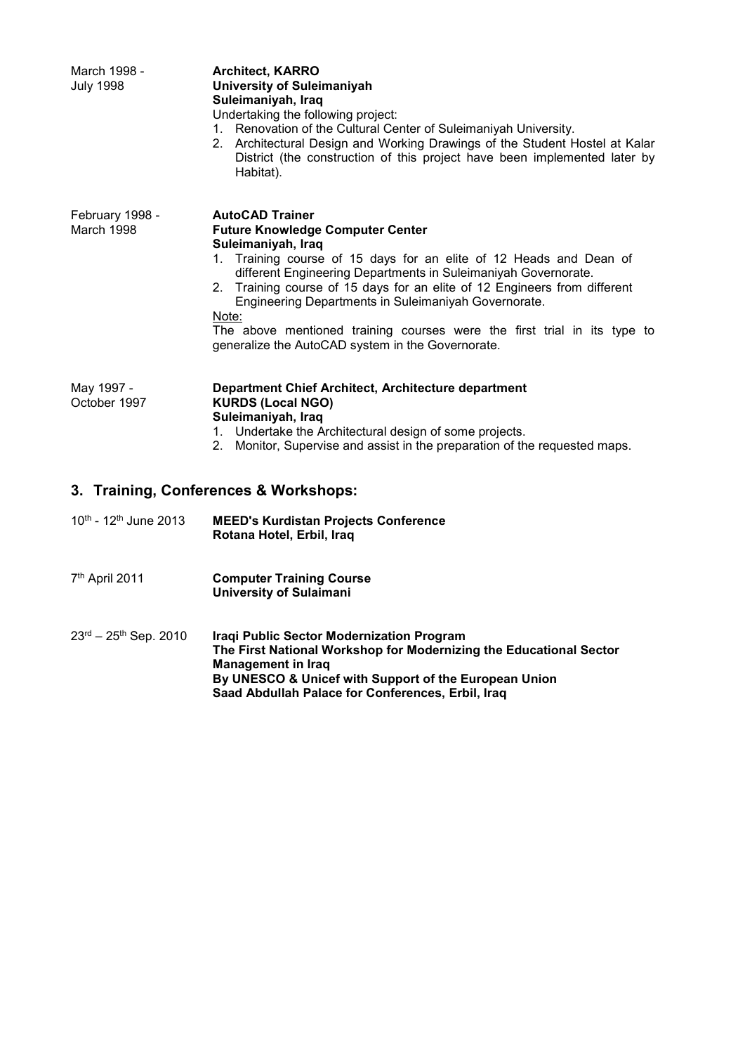March 1998 - July 1998

**Architect, KARRO**
**University of Suleimaniyah**
**Suleimaniyah, Iraq**

Undertaking the following project:

1. Renovation of the Cultural Center of Suleimaniyah University.
2. Architectural Design and Working Drawings of the Student Hostel at Kalar District (the construction of this project have been implemented later by Habitat).

February 1998 - March 1998

**AutoCAD Trainer**
**Future Knowledge Computer Center**
**Suleimaniyah, Iraq**

1. Training course of 15 days for an elite of 12 Heads and Dean of different Engineering Departments in Suleimaniyah Governorate.
2. Training course of 15 days for an elite of 12 Engineers from different Engineering Departments in Suleimaniyah Governorate.

Note:
The above mentioned training courses were the first trial in its type to generalize the AutoCAD system in the Governorate.

May 1997 - October 1997

**Department Chief Architect, Architecture department**
**KURDS (Local NGO)**
**Suleimaniyah, Iraq**

1. Undertake the Architectural design of some projects.
2. Monitor, Supervise and assist in the preparation of the requested maps.

## 3. Training, Conferences & Workshops:

10th - 12th June 2013

**MEED's Kurdistan Projects Conference**
**Rotana Hotel, Erbil, Iraq**

7th April 2011

**Computer Training Course**
**University of Sulaimani**

23rd – 25th Sep. 2010

**Iraqi Public Sector Modernization Program**
**The First National Workshop for Modernizing the Educational Sector Management in Iraq**
**By UNESCO & Unicef with Support of the European Union**
**Saad Abdullah Palace for Conferences, Erbil, Iraq**